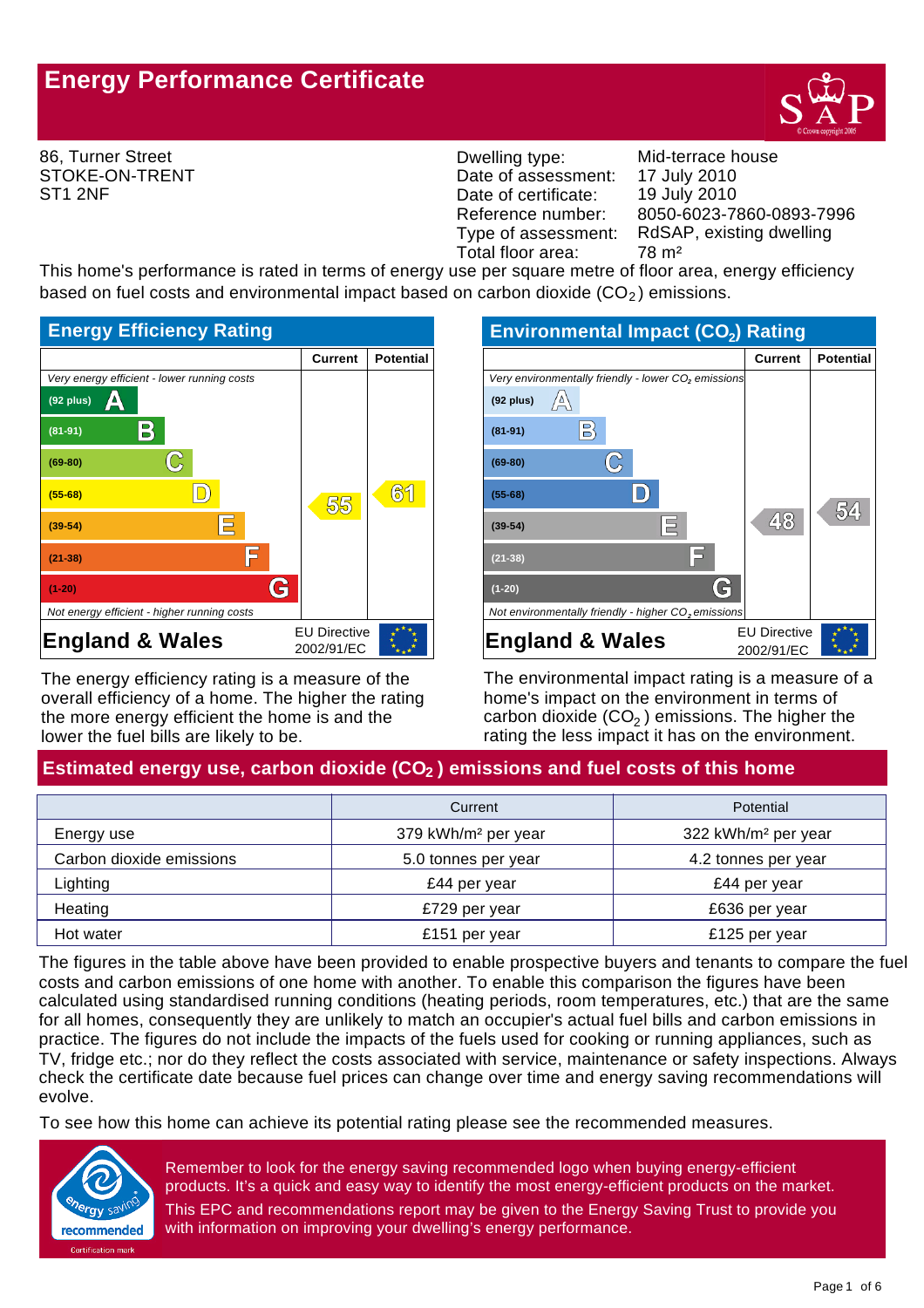# Energy Performance Certificate

86, Turner Street
STOKE-ON-TRENT
ST1 2NF

| | |
|---|---|
| Dwelling type: | Mid-terrace house |
| Date of assessment: | 17 July 2010 |
| Date of certificate: | 19 July 2010 |
| Reference number: | 8050-6023-7860-0893-7996 |
| Type of assessment: | RdSAP, existing dwelling |
| Total floor area: | 78 m² |

This home's performance is rated in terms of energy use per square metre of floor area, energy efficiency based on fuel costs and environmental impact based on carbon dioxide ($CO_2$) emissions.

## Energy Efficiency Rating

| | Current | Potential |
|---|---|---|
| *Very energy efficient - lower running costs* | | |
| (92 plus) A | | |
| (81-91) B | | |
| (69-80) C | | |
| (55-68) D | 55 | 61 |
| (39-54) E | | |
| (21-38) F | | |
| (1-20) G | | |
| *Not energy efficient - higher running costs* | | |
| **England & Wales** — EU Directive 2002/91/EC | | |

The energy efficiency rating is a measure of the overall efficiency of a home. The higher the rating the more energy efficient the home is and the lower the fuel bills are likely to be.

## Environmental Impact ($CO_2$) Rating

| | Current | Potential |
|---|---|---|
| *Very environmentally friendly - lower $CO_2$ emissions* | | |
| (92 plus) A | | |
| (81-91) B | | |
| (69-80) C | | |
| (55-68) D | | |
| (39-54) E | 48 | 54 |
| (21-38) F | | |
| (1-20) G | | |
| *Not environmentally friendly - higher $CO_2$ emissions* | | |
| **England & Wales** — EU Directive 2002/91/EC | | |

The environmental impact rating is a measure of a home's impact on the environment in terms of carbon dioxide ($CO_2$) emissions. The higher the rating the less impact it has on the environment.

## Estimated energy use, carbon dioxide ($CO_2$) emissions and fuel costs of this home

| | Current | Potential |
|---|---|---|
| Energy use | 379 kWh/m² per year | 322 kWh/m² per year |
| Carbon dioxide emissions | 5.0 tonnes per year | 4.2 tonnes per year |
| Lighting | £44 per year | £44 per year |
| Heating | £729 per year | £636 per year |
| Hot water | £151 per year | £125 per year |

The figures in the table above have been provided to enable prospective buyers and tenants to compare the fuel costs and carbon emissions of one home with another. To enable this comparison the figures have been calculated using standardised running conditions (heating periods, room temperatures, etc.) that are the same for all homes, consequently they are unlikely to match an occupier's actual fuel bills and carbon emissions in practice. The figures do not include the impacts of the fuels used for cooking or running appliances, such as TV, fridge etc.; nor do they reflect the costs associated with service, maintenance or safety inspections. Always check the certificate date because fuel prices can change over time and energy saving recommendations will evolve.

To see how this home can achieve its potential rating please see the recommended measures.

energy saving recommended
Certification mark

Remember to look for the energy saving recommended logo when buying energy-efficient products. It's a quick and easy way to identify the most energy-efficient products on the market.

This EPC and recommendations report may be given to the Energy Saving Trust to provide you with information on improving your dwelling's energy performance.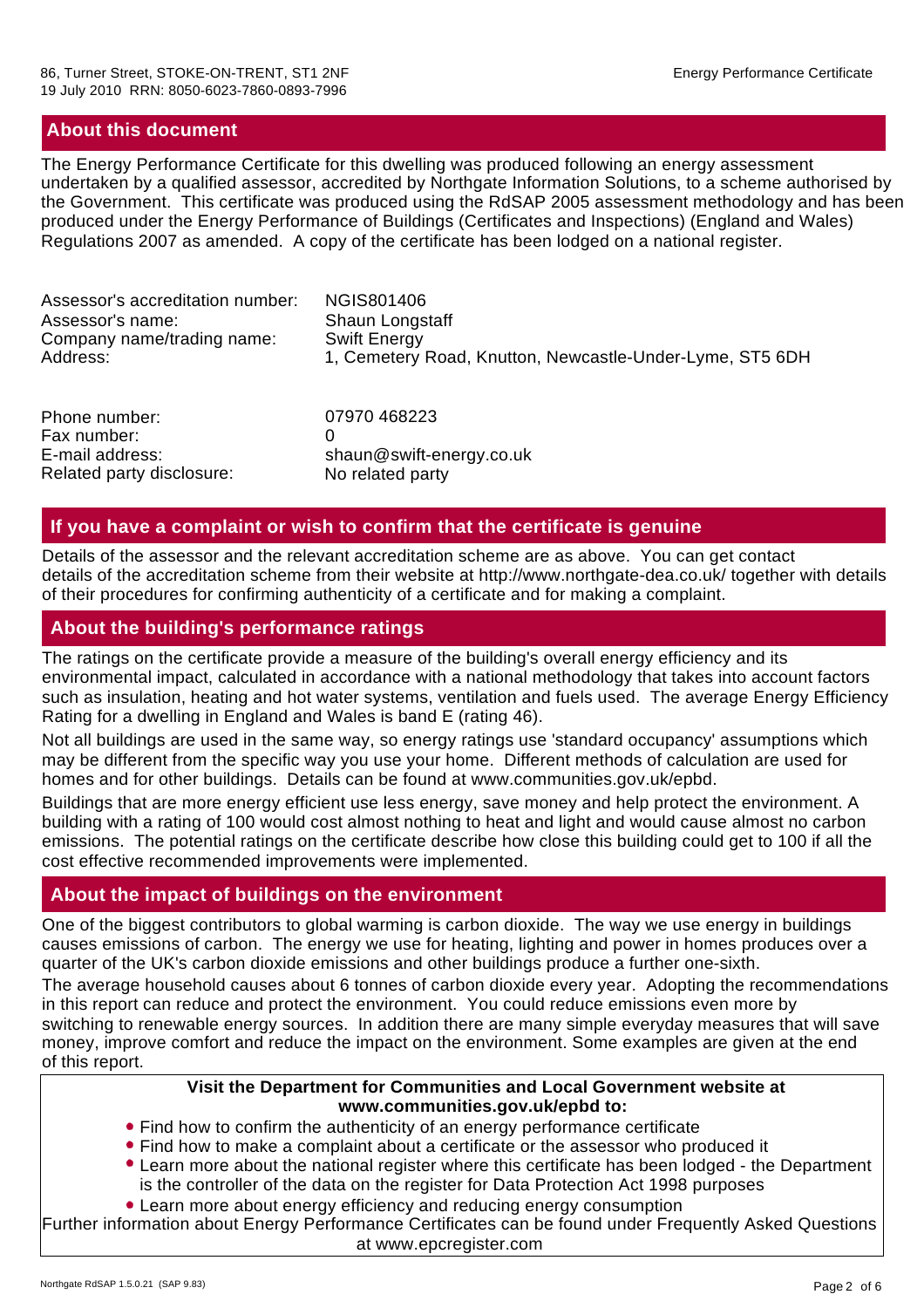## About this document

The Energy Performance Certificate for this dwelling was produced following an energy assessment undertaken by a qualified assessor, accredited by Northgate Information Solutions, to a scheme authorised by the Government. This certificate was produced using the RdSAP 2005 assessment methodology and has been produced under the Energy Performance of Buildings (Certificates and Inspections) (England and Wales) Regulations 2007 as amended. A copy of the certificate has been lodged on a national register.

| | |
|---|---|
| Assessor's accreditation number: | NGIS801406 |
| Assessor's name: | Shaun Longstaff |
| Company name/trading name: | Swift Energy |
| Address: | 1, Cemetery Road, Knutton, Newcastle-Under-Lyme, ST5 6DH |
| Phone number: | 07970 468223 |
| Fax number: | 0 |
| E-mail address: | shaun@swift-energy.co.uk |
| Related party disclosure: | No related party |

## If you have a complaint or wish to confirm that the certificate is genuine

Details of the assessor and the relevant accreditation scheme are as above. You can get contact details of the accreditation scheme from their website at http://www.northgate-dea.co.uk/ together with details of their procedures for confirming authenticity of a certificate and for making a complaint.

## About the building's performance ratings

The ratings on the certificate provide a measure of the building's overall energy efficiency and its environmental impact, calculated in accordance with a national methodology that takes into account factors such as insulation, heating and hot water systems, ventilation and fuels used. The average Energy Efficiency Rating for a dwelling in England and Wales is band E (rating 46).

Not all buildings are used in the same way, so energy ratings use 'standard occupancy' assumptions which may be different from the specific way you use your home. Different methods of calculation are used for homes and for other buildings. Details can be found at www.communities.gov.uk/epbd.

Buildings that are more energy efficient use less energy, save money and help protect the environment. A building with a rating of 100 would cost almost nothing to heat and light and would cause almost no carbon emissions. The potential ratings on the certificate describe how close this building could get to 100 if all the cost effective recommended improvements were implemented.

## About the impact of buildings on the environment

One of the biggest contributors to global warming is carbon dioxide. The way we use energy in buildings causes emissions of carbon. The energy we use for heating, lighting and power in homes produces over a quarter of the UK's carbon dioxide emissions and other buildings produce a further one-sixth.

The average household causes about 6 tonnes of carbon dioxide every year. Adopting the recommendations in this report can reduce and protect the environment. You could reduce emissions even more by switching to renewable energy sources. In addition there are many simple everyday measures that will save money, improve comfort and reduce the impact on the environment. Some examples are given at the end of this report.

**Visit the Department for Communities and Local Government website at www.communities.gov.uk/epbd to:**

- Find how to confirm the authenticity of an energy performance certificate
- Find how to make a complaint about a certificate or the assessor who produced it
- Learn more about the national register where this certificate has been lodged - the Department is the controller of the data on the register for Data Protection Act 1998 purposes
- Learn more about energy efficiency and reducing energy consumption

Further information about Energy Performance Certificates can be found under Frequently Asked Questions at www.epcregister.com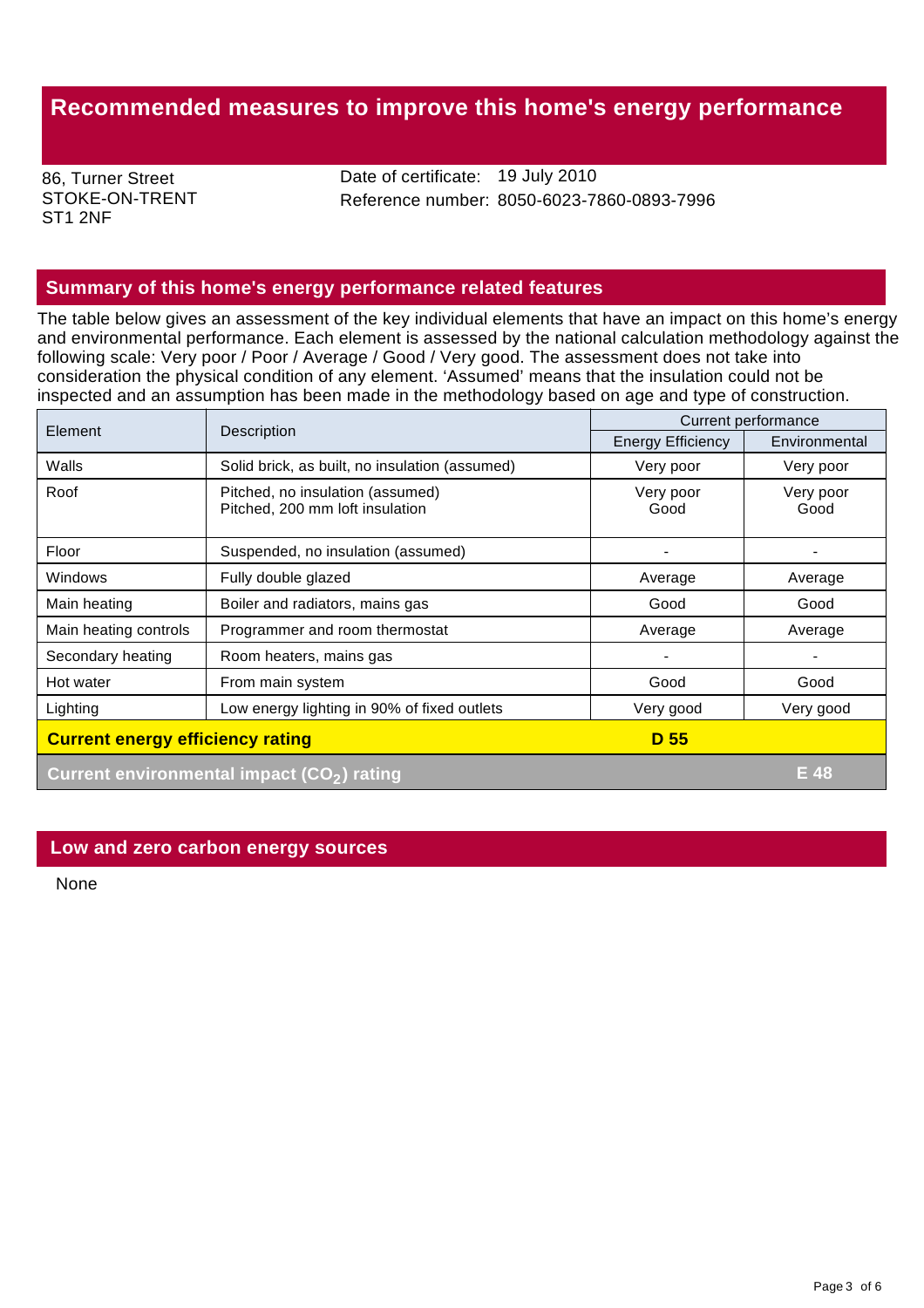# Recommended measures to improve this home's energy performance

86, Turner Street
STOKE-ON-TRENT
ST1 2NF

Date of certificate: 19 July 2010
Reference number: 8050-6023-7860-0893-7996

## Summary of this home's energy performance related features

The table below gives an assessment of the key individual elements that have an impact on this home's energy and environmental performance. Each element is assessed by the national calculation methodology against the following scale: Very poor / Poor / Average / Good / Very good. The assessment does not take into consideration the physical condition of any element. 'Assumed' means that the insulation could not be inspected and an assumption has been made in the methodology based on age and type of construction.

| Element | Description | Current performance | |
|---|---|---|---|
| | | Energy Efficiency | Environmental |
| Walls | Solid brick, as built, no insulation (assumed) | Very poor | Very poor |
| Roof | Pitched, no insulation (assumed)<br>Pitched, 200 mm loft insulation | Very poor<br>Good | Very poor<br>Good |
| Floor | Suspended, no insulation (assumed) | - | - |
| Windows | Fully double glazed | Average | Average |
| Main heating | Boiler and radiators, mains gas | Good | Good |
| Main heating controls | Programmer and room thermostat | Average | Average |
| Secondary heating | Room heaters, mains gas | - | - |
| Hot water | From main system | Good | Good |
| Lighting | Low energy lighting in 90% of fixed outlets | Very good | Very good |
| **Current energy efficiency rating** | | **D 55** | |
| **Current environmental impact ($CO_2$) rating** | | | **E 48** |

## Low and zero carbon energy sources

None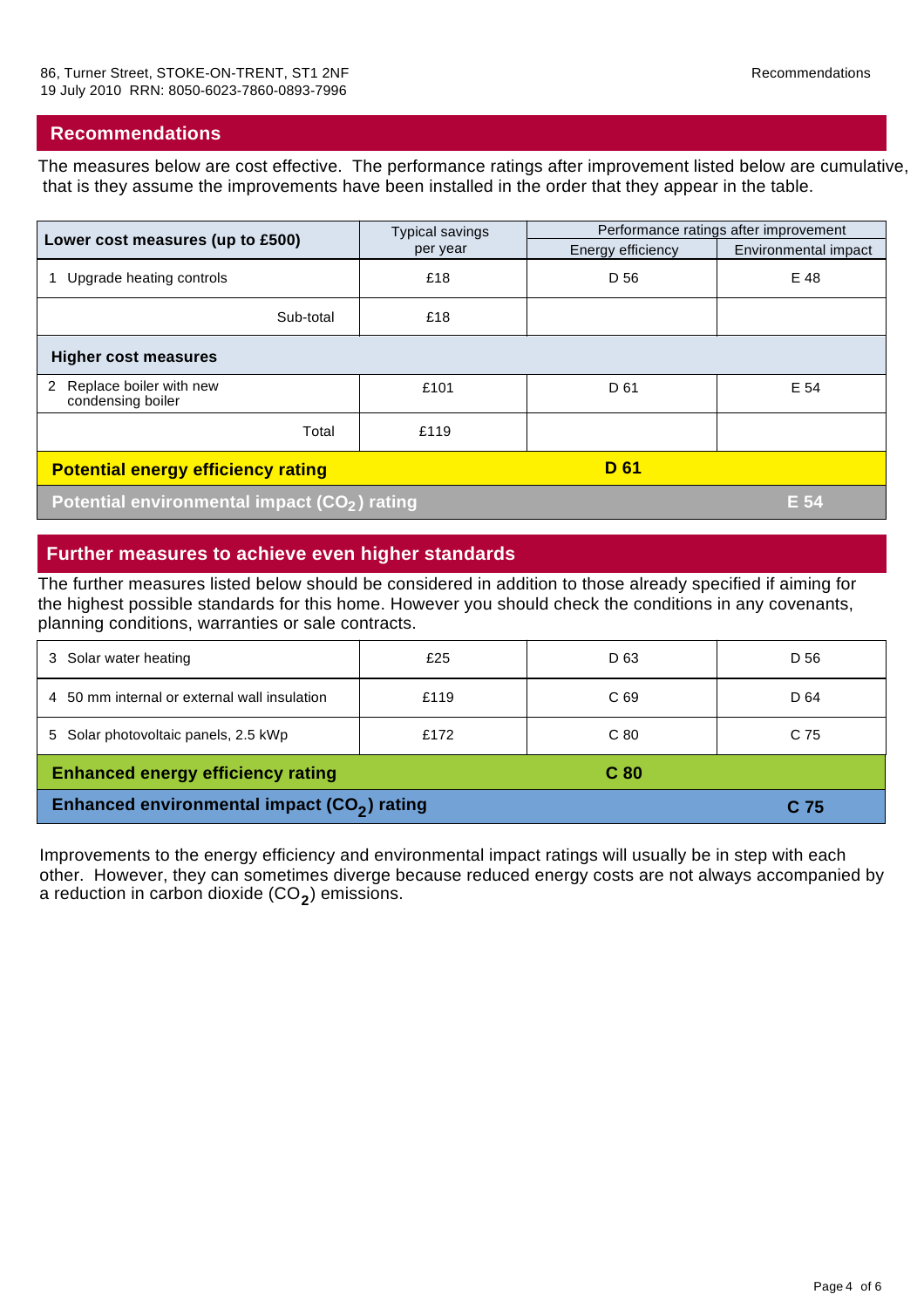## Recommendations

The measures below are cost effective. The performance ratings after improvement listed below are cumulative, that is they assume the improvements have been installed in the order that they appear in the table.

| Lower cost measures (up to £500) | Typical savings per year | Performance ratings after improvement | |
|---|---|---|---|
| | | Energy efficiency | Environmental impact |
| 1 Upgrade heating controls | £18 | D 56 | E 48 |
| Sub-total | £18 | | |
| **Higher cost measures** | | | |
| 2 Replace boiler with new condensing boiler | £101 | D 61 | E 54 |
| Total | £119 | | |
| **Potential energy efficiency rating** | | **D 61** | |
| **Potential environmental impact ($CO_2$) rating** | | | **E 54** |

## Further measures to achieve even higher standards

The further measures listed below should be considered in addition to those already specified if aiming for the highest possible standards for this home. However you should check the conditions in any covenants, planning conditions, warranties or sale contracts.

| Measure | Typical savings per year | Energy efficiency | Environmental impact |
|---|---|---|---|
| 3 Solar water heating | £25 | D 63 | D 56 |
| 4 50 mm internal or external wall insulation | £119 | C 69 | D 64 |
| 5 Solar photovoltaic panels, 2.5 kWp | £172 | C 80 | C 75 |
| **Enhanced energy efficiency rating** | | **C 80** | |
| **Enhanced environmental impact ($CO_2$) rating** | | | **C 75** |

Improvements to the energy efficiency and environmental impact ratings will usually be in step with each other. However, they can sometimes diverge because reduced energy costs are not always accompanied by a reduction in carbon dioxide ($CO_2$) emissions.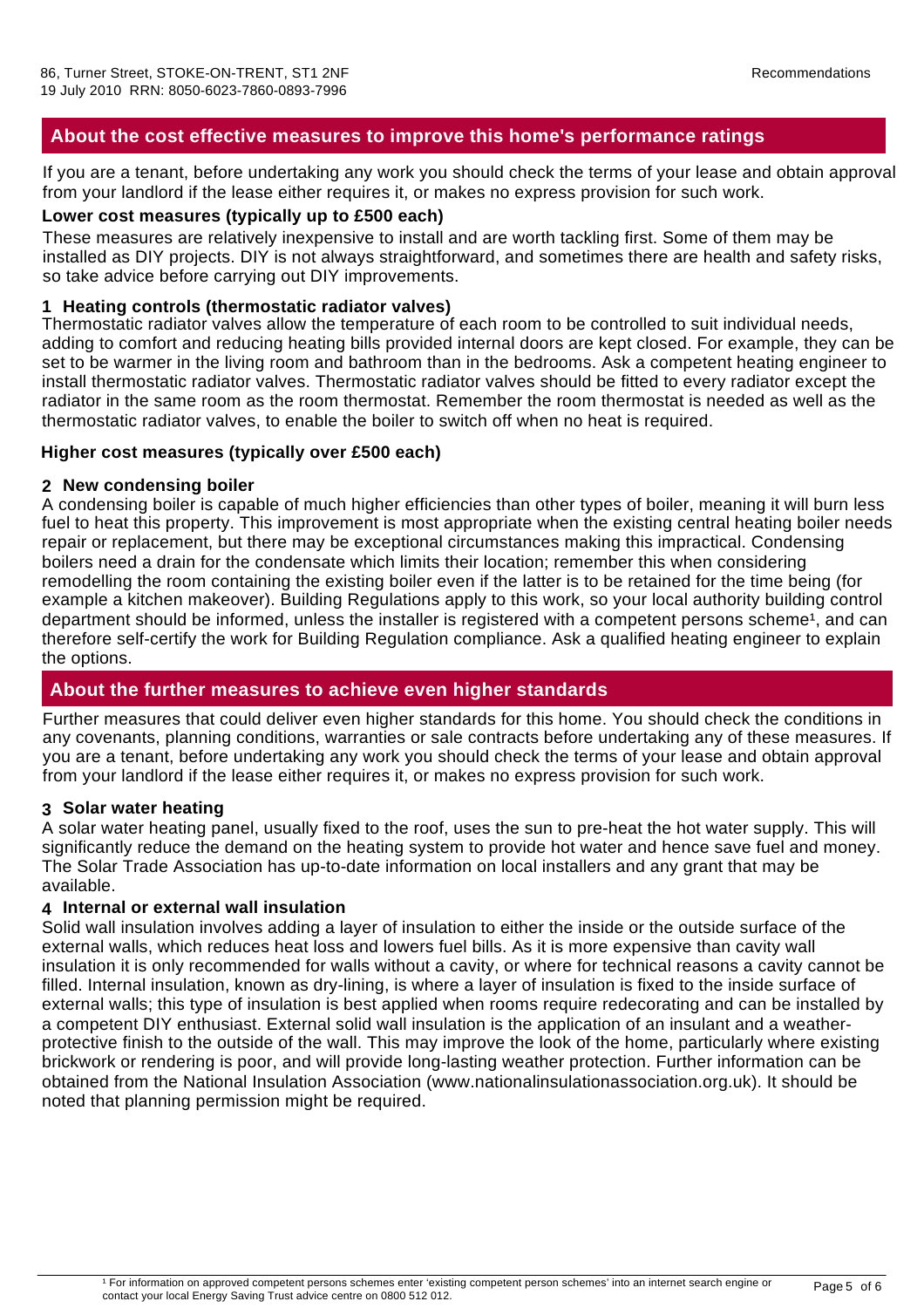## About the cost effective measures to improve this home's performance ratings

If you are a tenant, before undertaking any work you should check the terms of your lease and obtain approval from your landlord if the lease either requires it, or makes no express provision for such work.

### Lower cost measures (typically up to £500 each)

These measures are relatively inexpensive to install and are worth tackling first. Some of them may be installed as DIY projects. DIY is not always straightforward, and sometimes there are health and safety risks, so take advice before carrying out DIY improvements.

**1 Heating controls (thermostatic radiator valves)**

Thermostatic radiator valves allow the temperature of each room to be controlled to suit individual needs, adding to comfort and reducing heating bills provided internal doors are kept closed. For example, they can be set to be warmer in the living room and bathroom than in the bedrooms. Ask a competent heating engineer to install thermostatic radiator valves. Thermostatic radiator valves should be fitted to every radiator except the radiator in the same room as the room thermostat. Remember the room thermostat is needed as well as the thermostatic radiator valves, to enable the boiler to switch off when no heat is required.

### Higher cost measures (typically over £500 each)

**2 New condensing boiler**

A condensing boiler is capable of much higher efficiencies than other types of boiler, meaning it will burn less fuel to heat this property. This improvement is most appropriate when the existing central heating boiler needs repair or replacement, but there may be exceptional circumstances making this impractical. Condensing boilers need a drain for the condensate which limits their location; remember this when considering remodelling the room containing the existing boiler even if the latter is to be retained for the time being (for example a kitchen makeover). Building Regulations apply to this work, so your local authority building control department should be informed, unless the installer is registered with a competent persons scheme[1], and can therefore self-certify the work for Building Regulation compliance. Ask a qualified heating engineer to explain the options.

## About the further measures to achieve even higher standards

Further measures that could deliver even higher standards for this home. You should check the conditions in any covenants, planning conditions, warranties or sale contracts before undertaking any of these measures. If you are a tenant, before undertaking any work you should check the terms of your lease and obtain approval from your landlord if the lease either requires it, or makes no express provision for such work.

**3 Solar water heating**

A solar water heating panel, usually fixed to the roof, uses the sun to pre-heat the hot water supply. This will significantly reduce the demand on the heating system to provide hot water and hence save fuel and money. The Solar Trade Association has up-to-date information on local installers and any grant that may be available.

**4 Internal or external wall insulation**

Solid wall insulation involves adding a layer of insulation to either the inside or the outside surface of the external walls, which reduces heat loss and lowers fuel bills. As it is more expensive than cavity wall insulation it is only recommended for walls without a cavity, or where for technical reasons a cavity cannot be filled. Internal insulation, known as dry-lining, is where a layer of insulation is fixed to the inside surface of external walls; this type of insulation is best applied when rooms require redecorating and can be installed by a competent DIY enthusiast. External solid wall insulation is the application of an insulant and a weather-protective finish to the outside of the wall. This may improve the look of the home, particularly where existing brickwork or rendering is poor, and will provide long-lasting weather protection. Further information can be obtained from the National Insulation Association (www.nationalinsulationassociation.org.uk). It should be noted that planning permission might be required.

[1] For information on approved competent persons schemes enter 'existing competent person schemes' into an internet search engine or contact your local Energy Saving Trust advice centre on 0800 512 012.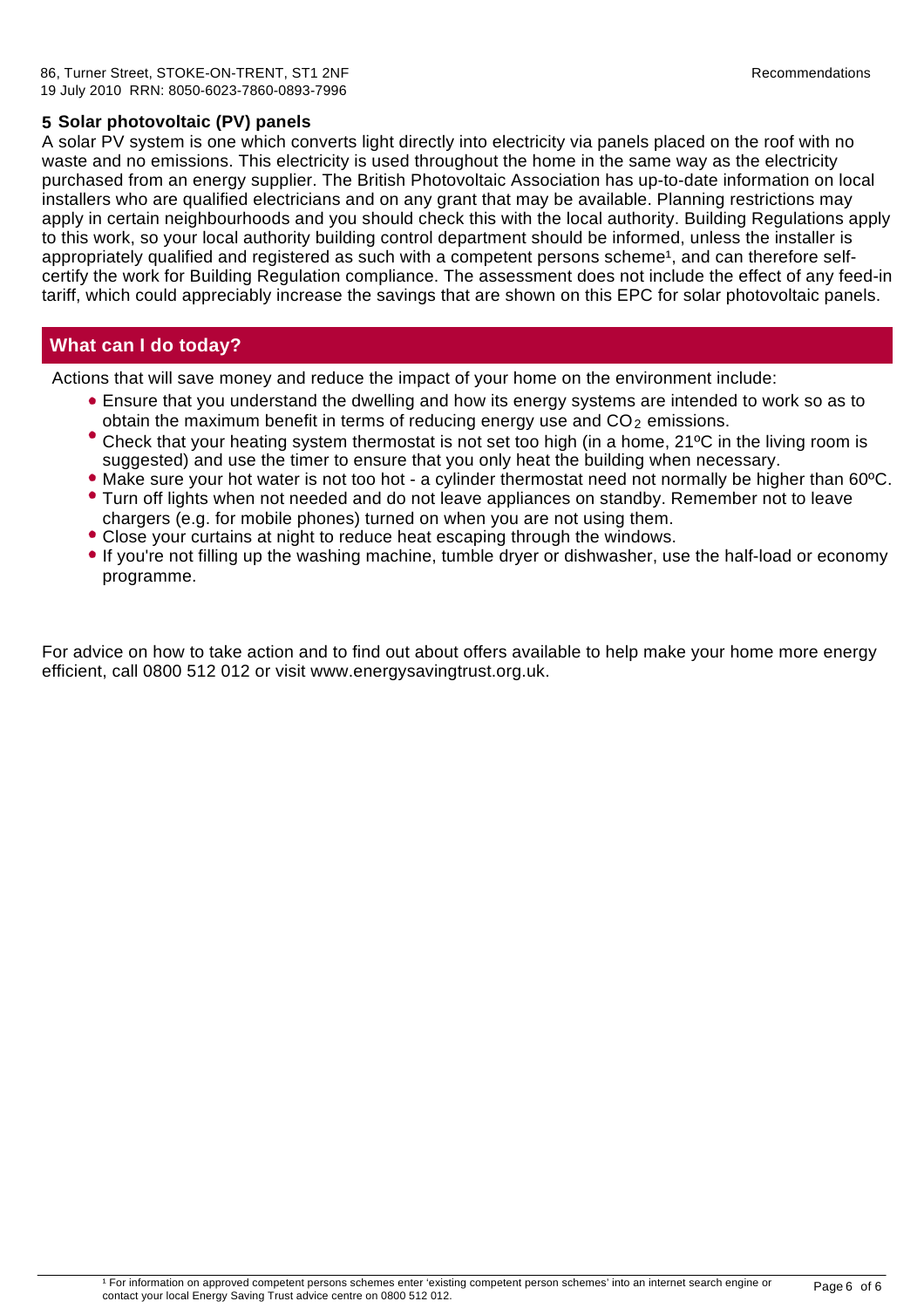## 5 Solar photovoltaic (PV) panels

A solar PV system is one which converts light directly into electricity via panels placed on the roof with no waste and no emissions. This electricity is used throughout the home in the same way as the electricity purchased from an energy supplier. The British Photovoltaic Association has up-to-date information on local installers who are qualified electricians and on any grant that may be available. Planning restrictions may apply in certain neighbourhoods and you should check this with the local authority. Building Regulations apply to this work, so your local authority building control department should be informed, unless the installer is appropriately qualified and registered as such with a competent persons scheme[1], and can therefore self-certify the work for Building Regulation compliance. The assessment does not include the effect of any feed-in tariff, which could appreciably increase the savings that are shown on this EPC for solar photovoltaic panels.

## What can I do today?

Actions that will save money and reduce the impact of your home on the environment include:

- Ensure that you understand the dwelling and how its energy systems are intended to work so as to obtain the maximum benefit in terms of reducing energy use and $CO_2$ emissions.
- Check that your heating system thermostat is not set too high (in a home, 21ºC in the living room is suggested) and use the timer to ensure that you only heat the building when necessary.
- Make sure your hot water is not too hot - a cylinder thermostat need not normally be higher than 60ºC.
- Turn off lights when not needed and do not leave appliances on standby. Remember not to leave chargers (e.g. for mobile phones) turned on when you are not using them.
- Close your curtains at night to reduce heat escaping through the windows.
- If you're not filling up the washing machine, tumble dryer or dishwasher, use the half-load or economy programme.

For advice on how to take action and to find out about offers available to help make your home more energy efficient, call 0800 512 012 or visit www.energysavingtrust.org.uk.

[1] For information on approved competent persons schemes enter 'existing competent person schemes' into an internet search engine or contact your local Energy Saving Trust advice centre on 0800 512 012.